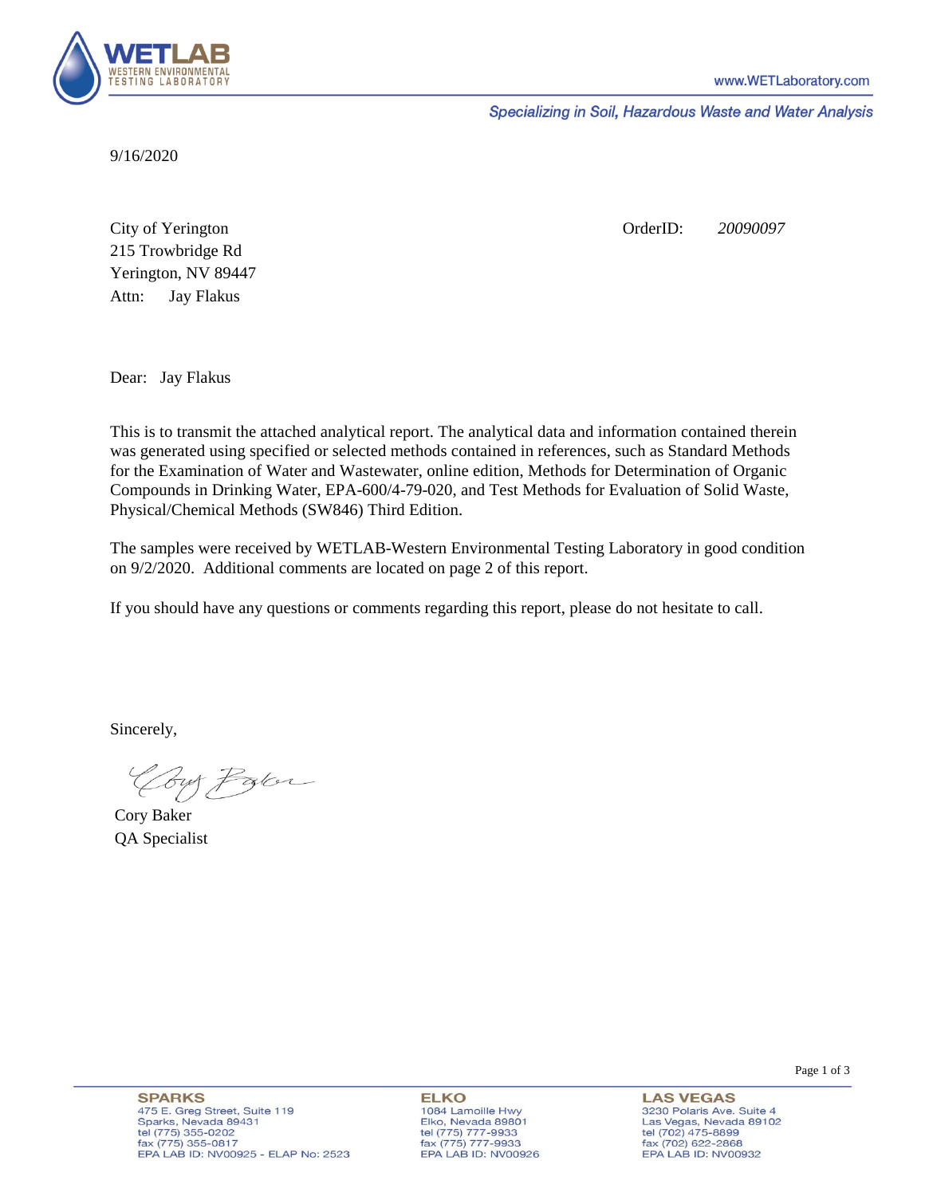**WETLAB**
WESTERN ENVIRONMENTAL TESTING LABORATORY

www.WETLaboratory.com

*Specializing in Soil, Hazardous Waste and Water Analysis*

9/16/2020

City of Yerington
215 Trowbridge Rd
Yerington, NV 89447
Attn: Jay Flakus

OrderID: *20090097*

Dear: Jay Flakus

This is to transmit the attached analytical report. The analytical data and information contained therein was generated using specified or selected methods contained in references, such as Standard Methods for the Examination of Water and Wastewater, online edition, Methods for Determination of Organic Compounds in Drinking Water, EPA-600/4-79-020, and Test Methods for Evaluation of Solid Waste, Physical/Chemical Methods (SW846) Third Edition.

The samples were received by WETLAB-Western Environmental Testing Laboratory in good condition on 9/2/2020. Additional comments are located on page 2 of this report.

If you should have any questions or comments regarding this report, please do not hesitate to call.

Sincerely,

Cory Baker
QA Specialist

**SPARKS**
475 E. Greg Street, Suite 119
Sparks, Nevada 89431
tel (775) 355-0202
fax (775) 355-0817
EPA LAB ID: NV00925 - ELAP No: 2523

**ELKO**
1084 Lamoille Hwy
Elko, Nevada 89801
tel (775) 777-9933
fax (775) 777-9933
EPA LAB ID: NV00926

**LAS VEGAS**
3230 Polaris Ave. Suite 4
Las Vegas, Nevada 89102
tel (702) 475-8899
fax (702) 622-2868
EPA LAB ID: NV00932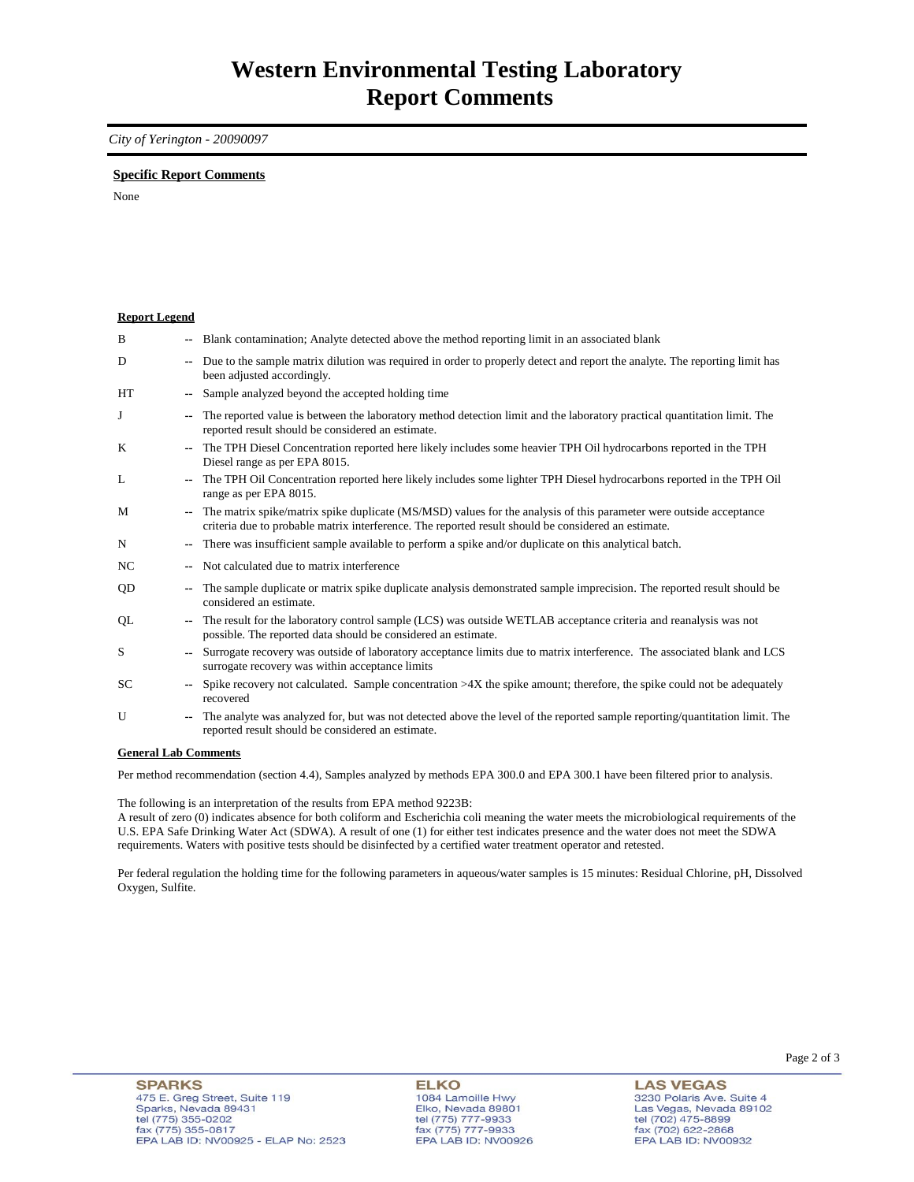# Western Environmental Testing Laboratory
# Report Comments

*City of Yerington - 20090097*

**Specific Report Comments**

None

**Report Legend**

| | | |
|---|---|---|
| B | -- | Blank contamination; Analyte detected above the method reporting limit in an associated blank |
| D | -- | Due to the sample matrix dilution was required in order to properly detect and report the analyte. The reporting limit has been adjusted accordingly. |
| HT | -- | Sample analyzed beyond the accepted holding time |
| J | -- | The reported value is between the laboratory method detection limit and the laboratory practical quantitation limit. The reported result should be considered an estimate. |
| K | -- | The TPH Diesel Concentration reported here likely includes some heavier TPH Oil hydrocarbons reported in the TPH Diesel range as per EPA 8015. |
| L | -- | The TPH Oil Concentration reported here likely includes some lighter TPH Diesel hydrocarbons reported in the TPH Oil range as per EPA 8015. |
| M | -- | The matrix spike/matrix spike duplicate (MS/MSD) values for the analysis of this parameter were outside acceptance criteria due to probable matrix interference. The reported result should be considered an estimate. |
| N | -- | There was insufficient sample available to perform a spike and/or duplicate on this analytical batch. |
| NC | -- | Not calculated due to matrix interference |
| QD | -- | The sample duplicate or matrix spike duplicate analysis demonstrated sample imprecision. The reported result should be considered an estimate. |
| QL | -- | The result for the laboratory control sample (LCS) was outside WETLAB acceptance criteria and reanalysis was not possible. The reported data should be considered an estimate. |
| S | -- | Surrogate recovery was outside of laboratory acceptance limits due to matrix interference. The associated blank and LCS surrogate recovery was within acceptance limits |
| SC | -- | Spike recovery not calculated. Sample concentration >4X the spike amount; therefore, the spike could not be adequately recovered |
| U | -- | The analyte was analyzed for, but was not detected above the level of the reported sample reporting/quantitation limit. The reported result should be considered an estimate. |

**General Lab Comments**

Per method recommendation (section 4.4), Samples analyzed by methods EPA 300.0 and EPA 300.1 have been filtered prior to analysis.

The following is an interpretation of the results from EPA method 9223B:
A result of zero (0) indicates absence for both coliform and Escherichia coli meaning the water meets the microbiological requirements of the U.S. EPA Safe Drinking Water Act (SDWA). A result of one (1) for either test indicates presence and the water does not meet the SDWA requirements. Waters with positive tests should be disinfected by a certified water treatment operator and retested.

Per federal regulation the holding time for the following parameters in aqueous/water samples is 15 minutes: Residual Chlorine, pH, Dissolved Oxygen, Sulfite.

**SPARKS**
475 E. Greg Street, Suite 119
Sparks, Nevada 89431
tel (775) 355-0202
fax (775) 355-0817
EPA LAB ID: NV00925 - ELAP No: 2523

**ELKO**
1084 Lamoille Hwy
Elko, Nevada 89801
tel (775) 777-9933
fax (775) 777-9933
EPA LAB ID: NV00926

**LAS VEGAS**
3230 Polaris Ave. Suite 4
Las Vegas, Nevada 89102
tel (702) 475-8899
fax (702) 622-2868
EPA LAB ID: NV00932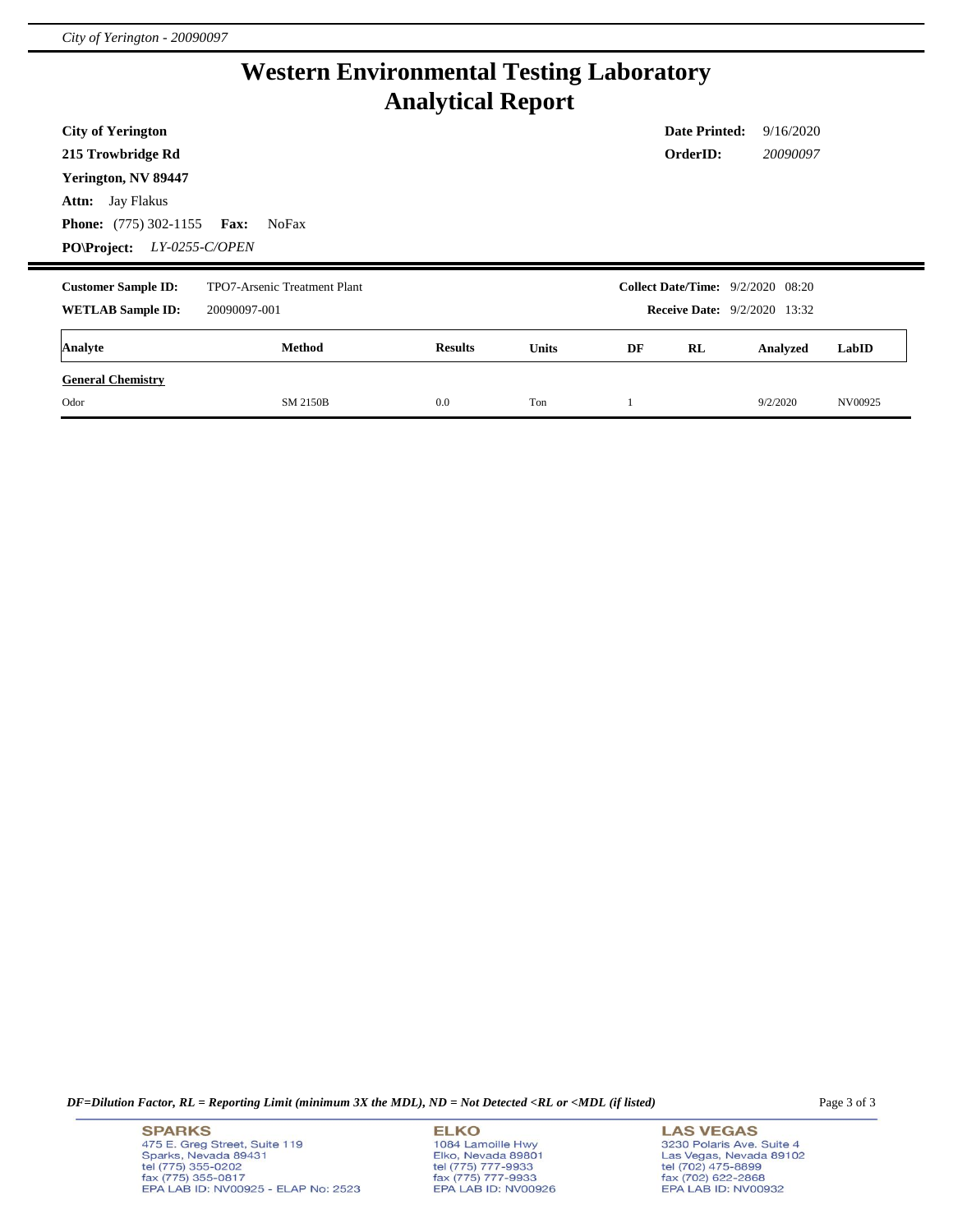# Western Environmental Testing Laboratory
# Analytical Report

**City of Yerington**
**215 Trowbridge Rd**
**Yerington, NV 89447**
**Attn:** Jay Flakus
**Phone:** (775) 302-1155 **Fax:** NoFax
**PO\Project:** *LY-0255-C/OPEN*

**Date Printed:** 9/16/2020
**OrderID:** *20090097*

**Customer Sample ID:** TPO7-Arsenic Treatment Plant
**WETLAB Sample ID:** 20090097-001

**Collect Date/Time:** 9/2/2020 08:20
**Receive Date:** 9/2/2020 13:32

| Analyte | Method | Results | Units | DF | RL | Analyzed | LabID |
|---|---|---|---|---|---|---|---|
| **General Chemistry** | | | | | | | |
| Odor | SM 2150B | 0.0 | Ton | 1 | | 9/2/2020 | NV00925 |

*DF=Dilution Factor, RL = Reporting Limit (minimum 3X the MDL), ND = Not Detected <RL or <MDL (if listed)*

**SPARKS**
475 E. Greg Street, Suite 119
Sparks, Nevada 89431
tel (775) 355-0202
fax (775) 355-0817
EPA LAB ID: NV00925 - ELAP No: 2523

**ELKO**
1084 Lamoille Hwy
Elko, Nevada 89801
tel (775) 777-9933
fax (775) 777-9933
EPA LAB ID: NV00926

**LAS VEGAS**
3230 Polaris Ave. Suite 4
Las Vegas, Nevada 89102
tel (702) 475-8899
fax (702) 622-2868
EPA LAB ID: NV00932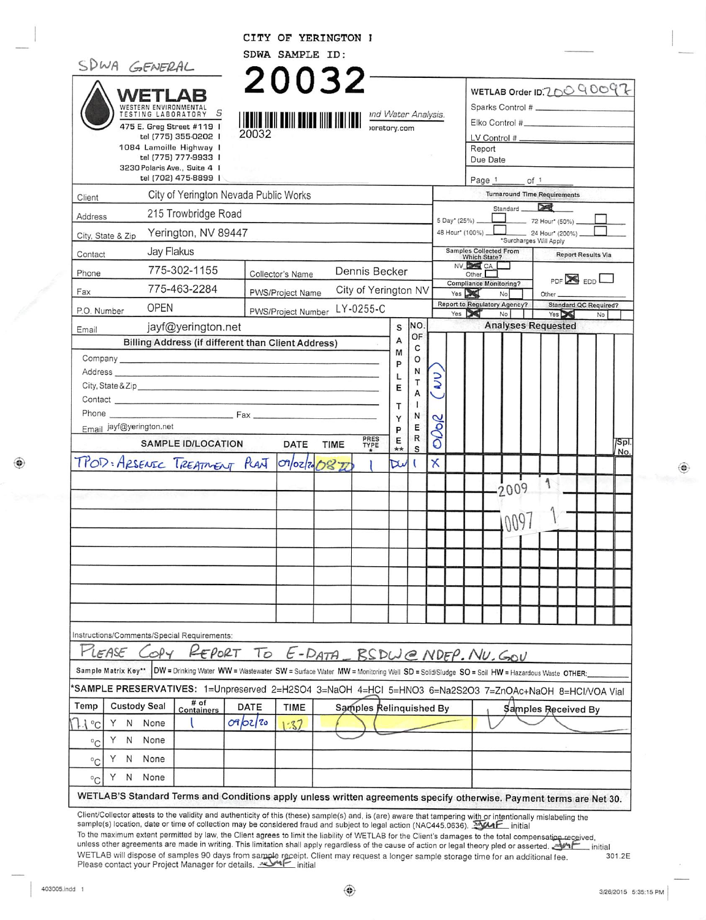SDWA GENERAL

CITY OF YERINGTON I

SDWA SAMPLE ID:

# 20032

20032

**WETLAB**
WESTERN ENVIRONMENTAL TESTING LABORATORY

475 E. Greg Street #119 | tel (775) 355-0202 |
1084 Lamoille Highway | tel (775) 777-9933 |
3230 Polaris Ave., Suite 4 | tel (702) 475-8899 |

...nd Water Analysis.
...oratory.com

WETLAB Order ID: 20090097
Sparks Control #
Elko Control #
LV Control #
Report Due Date
Page 1 of 1

| | | | |
|---|---|---|---|
| Client | City of Yerington Nevada Public Works | | |
| Address | 215 Trowbridge Road | | |
| City, State & Zip | Yerington, NV 89447 | | |
| Contact | Jay Flakus | | |
| Phone | 775-302-1155 | Collector's Name | Dennis Becker |
| Fax | 775-463-2284 | PWS/Project Name | City of Yerington NV |
| P.O. Number | OPEN | PWS/Project Number | LY-0255-C |
| Email | jayf@yerington.net | | |

**Turnaround Time Requirements**
Standard [X]
5 Day* (25%) [ ] 72 Hour* (50%) [ ]
48 Hour* (100%) [ ] 24 Hour* (200%) [ ]
*Surcharges Will Apply

**Samples Collected From Which State?** NV [X] CA [ ] Other [ ]
**Report Results Via** PDF [X] EDD [ ] Other
**Compliance Monitoring?** Yes [X] No [ ]
**Report to Regulatory Agency?** Yes [X] No [ ]
**Standard QC Required?** Yes [X] No [ ]

**Billing Address (if different than Client Address)**
Company
Address
City, State & Zip
Contact
Phone Fax
Email jayf@yerington.net

| SAMPLE ID/LOCATION | DATE | TIME | PRES TYPE * | SAMPLE TYPE ** | NO. OF CONTAINERS | 0002 (NV) | Spl. No. |
|---|---|---|---|---|---|---|---|
| TPOD: ARSENIC TREATMENT PLANT | 09/02/20 | 0820 | 1 | DW | 1 | X | |

2009 1
0097 1

Instructions/Comments/Special Requirements:
PLEASE COPY REPORT TO E-DATA_BSDW@NDEP.NV.GOV

**Sample Matrix Key**** DW = Drinking Water WW = Wastewater SW = Surface Water MW = Monitoring Well SD = Solid/Sludge SO = Soil HW = Hazardous Waste OTHER:

***SAMPLE PRESERVATIVES:** 1=Unpreserved 2=H2SO4 3=NaOH 4=HCl 5=HNO3 6=Na2S2O3 7=ZnOAc+NaOH 8=HCl/VOA Vial

| Temp | Custody Seal | # of Containers | DATE | TIME | Samples Relinquished By | Samples Received By |
|---|---|---|---|---|---|---|
| 17.1 °C | Y N None | 1 | 09/02/20 | 1:37 | | |
| °C | Y N None | | | | | |
| °C | Y N None | | | | | |
| °C | Y N None | | | | | |

**WETLAB'S Standard Terms and Conditions apply unless written agreements specify otherwise. Payment terms are Net 30.**

Client/Collector attests to the validity and authenticity of this (these) sample(s) and, is (are) aware that tampering with or intentionally mislabeling the sample(s) location, date or time of collection may be considered fraud and subject to legal action (NAC445.0636). ____ initial
To the maximum extent permitted by law, the Client agrees to limit the liability of WETLAB for the Client's damages to the total compensation received, unless other agreements are made in writing. This limitation shall apply regardless of the cause of action or legal theory pled or asserted. ____ initial
WETLAB will dispose of samples 90 days from sample receipt. Client may request a longer sample storage time for an additional fee. Please contact your Project Manager for details. ____ initial

301.2E